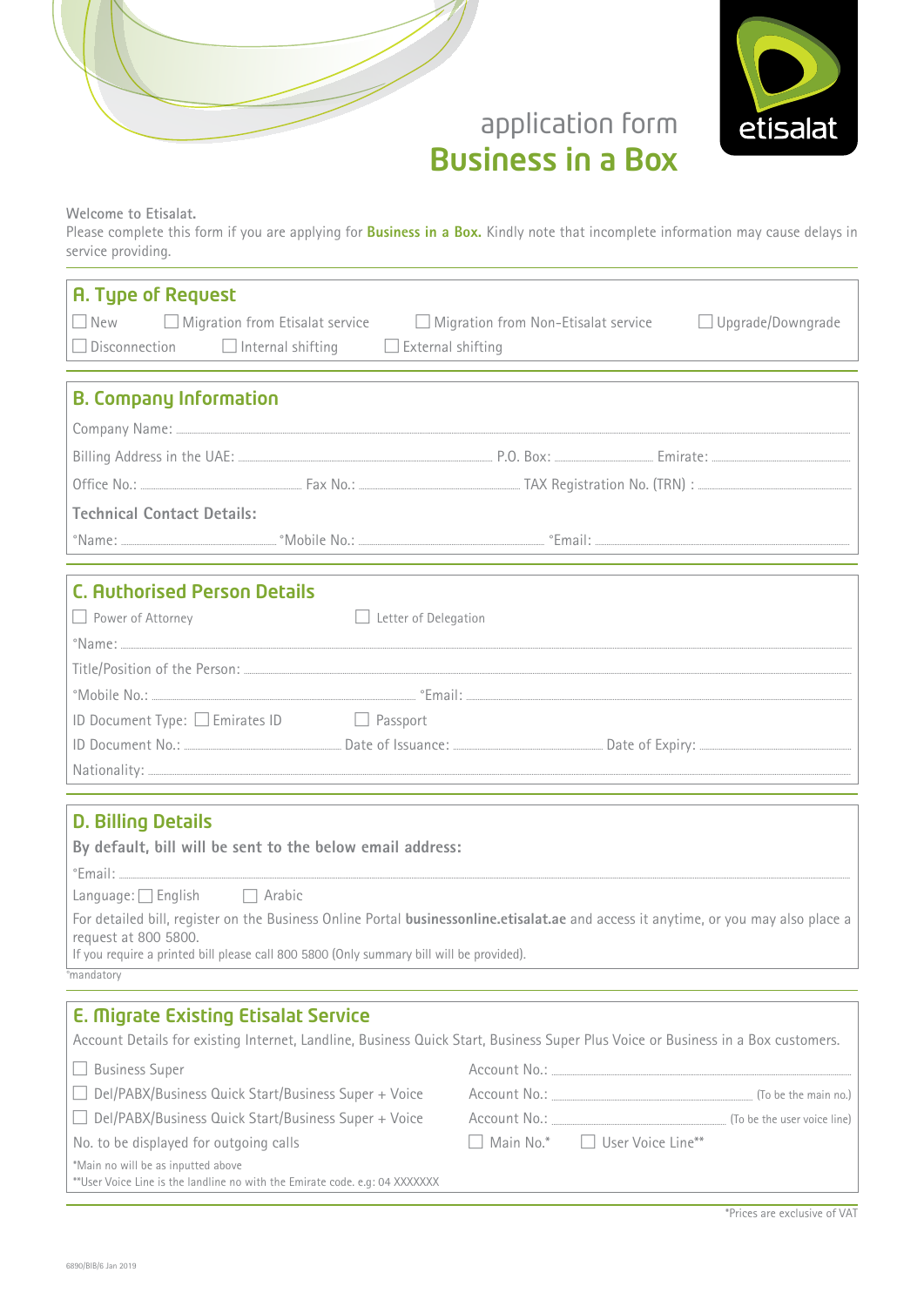# application form
# Business in a Box

etisalat

Welcome to Etisalat.
Please complete this form if you are applying for **Business in a Box.** Kindly note that incomplete information may cause delays in service providing.

## A. Type of Request

☐ New ☐ Migration from Etisalat service ☐ Migration from Non-Etisalat service ☐ Upgrade/Downgrade
☐ Disconnection ☐ Internal shifting ☐ External shifting

## B. Company Information

Company Name: ..................................................

Billing Address in the UAE: .................................... P.O. Box: .................... Emirate: ....................

Office No.: .................... Fax No.: .................... TAX Registration No. (TRN) : ....................

**Technical Contact Details:**

*Name: .................... *Mobile No.: .................... *Email: ....................

## C. Authorised Person Details

☐ Power of Attorney ☐ Letter of Delegation

*Name: ..................................................

Title/Position of the Person: ..................................................

*Mobile No.: .................... *Email: ....................

ID Document Type: ☐ Emirates ID ☐ Passport

ID Document No.: .................... Date of Issuance: .................... Date of Expiry: ....................

Nationality: ..................................................

## D. Billing Details

**By default, bill will be sent to the below email address:**

*Email: ..................................................

Language: ☐ English ☐ Arabic

For detailed bill, register on the Business Online Portal **businessonline.etisalat.ae** and access it anytime, or you may also place a request at 800 5800.
If you require a printed bill please call 800 5800 (Only summary bill will be provided).

*mandatory

## E. Migrate Existing Etisalat Service

Account Details for existing Internet, Landline, Business Quick Start, Business Super Plus Voice or Business in a Box customers.

☐ Business Super — Account No.: ....................

☐ Del/PABX/Business Quick Start/Business Super + Voice — Account No.: .................... (To be the main no.)

☐ Del/PABX/Business Quick Start/Business Super + Voice — Account No.: .................... (To be the user voice line)

No. to be displayed for outgoing calls ☐ Main No.* ☐ User Voice Line**

*Main no will be as inputted above
**User Voice Line is the landline no with the Emirate code. e.g: 04 XXXXXXX

*Prices are exclusive of VAT

6890/BIB/6 Jan 2019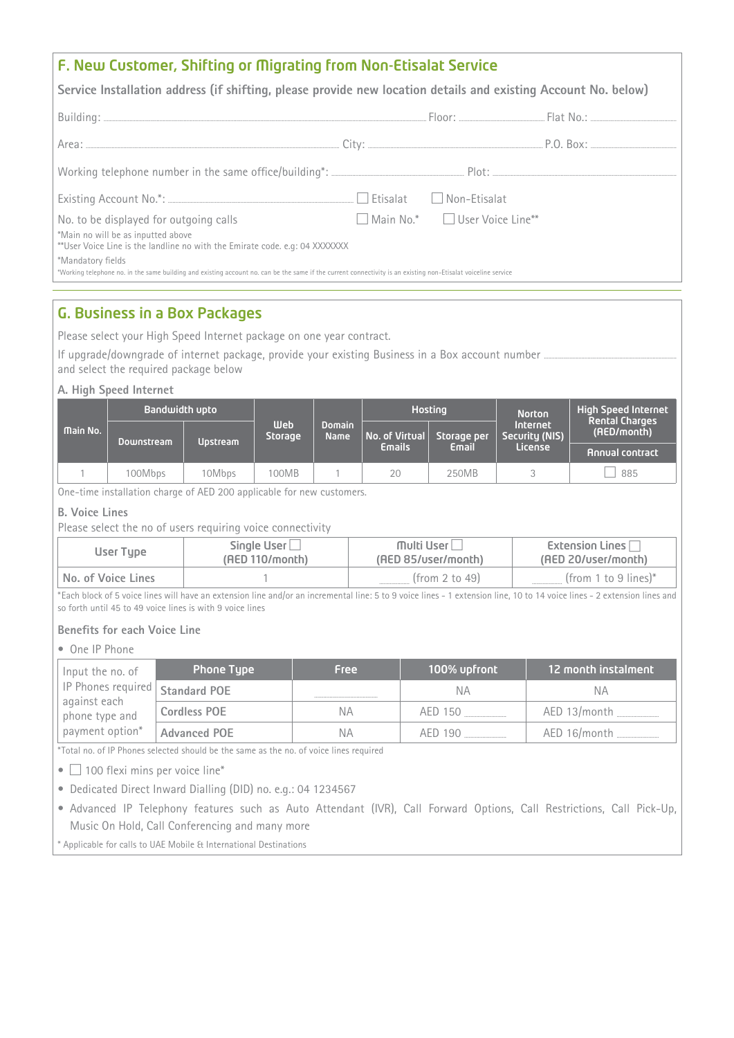## F. New Customer, Shifting or Migrating from Non-Etisalat Service

**Service Installation address (if shifting, please provide new location details and existing Account No. below)**

Building: .................................................. Floor: .................... Flat No.: ....................

Area: .................................................. City: .................................................. P.O. Box: ....................

Working telephone number in the same office/building*: .................................... Plot: ....................

Existing Account No.*: .................................... ☐ Etisalat ☐ Non-Etisalat

No. to be displayed for outgoing calls ☐ Main No.* ☐ User Voice Line**

*Main no will be as inputted above
**User Voice Line is the landline no with the Emirate code. e.g: 04 XXXXXXX

*Mandatory fields
*Working telephone no. in the same building and existing account no. can be the same if the current connectivity is an existing non-Etisalat voiceline service

## G. Business in a Box Packages

Please select your High Speed Internet package on one year contract.

If upgrade/downgrade of internet package, provide your existing Business in a Box account number .................................... and select the required package below

### A. High Speed Internet

| Main No. | Bandwidth upto | | Web Storage | Domain Name | Hosting | | Norton Internet Security (NIS) License | High Speed Internet Rental Charges (AED/month) |
|---|---|---|---|---|---|---|---|---|
| | Downstream | Upstream | | | No. of Virtual Emails | Storage per Email | | Annual contract |
| 1 | 100Mbps | 10Mbps | 100MB | 1 | 20 | 250MB | 3 | ☐ 885 |

One-time installation charge of AED 200 applicable for new customers.

### B. Voice Lines

Please select the no of users requiring voice connectivity

| User Type | Single User ☐ (AED 110/month) | Multi User ☐ (AED 85/user/month) | Extension Lines ☐ (AED 20/user/month) |
|---|---|---|---|
| No. of Voice Lines | 1 | .......... (from 2 to 49) | .......... (from 1 to 9 lines)* |

*Each block of 5 voice lines will have an extension line and/or an incremental line: 5 to 9 voice lines - 1 extension line, 10 to 14 voice lines - 2 extension lines and so forth until 45 to 49 voice lines is with 9 voice lines

### Benefits for each Voice Line

- One IP Phone

| Input the no. of IP Phones required against each phone type and payment option* | Phone Type | Free | 100% upfront | 12 month instalment |
|---|---|---|---|---|
| | Standard POE | .......... | NA | NA |
| | Cordless POE | NA | AED 150 .......... | AED 13/month .......... |
| | Advanced POE | NA | AED 190 .......... | AED 16/month .......... |

*Total no. of IP Phones selected should be the same as the no. of voice lines required

- ☐ 100 flexi mins per voice line*
- Dedicated Direct Inward Dialling (DID) no. e.g.: 04 1234567
- Advanced IP Telephony features such as Auto Attendant (IVR), Call Forward Options, Call Restrictions, Call Pick-Up, Music On Hold, Call Conferencing and many more

* Applicable for calls to UAE Mobile & International Destinations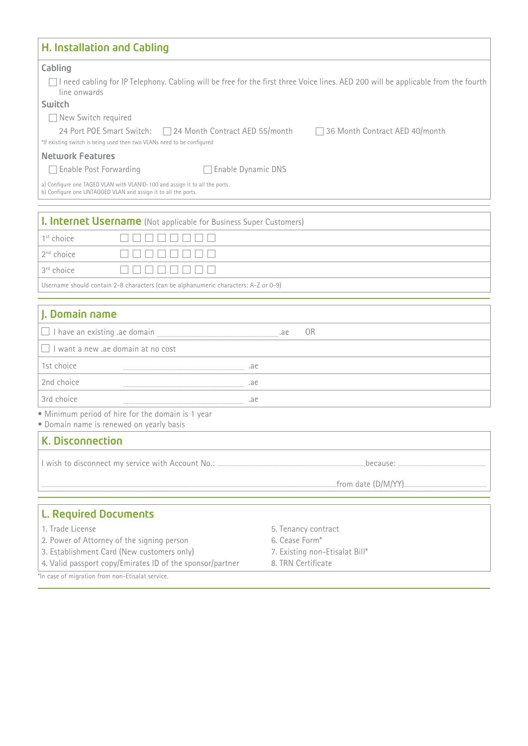## H. Installation and Cabling

### Cabling

☐ I need cabling for IP Telephony. Cabling will be free for the first three Voice lines. AED 200 will be applicable from the fourth line onwards

### Switch

☐ New Switch required

24 Port POE Smart Switch: ☐ 24 Month Contract AED 55/month ☐ 36 Month Contract AED 40/month

*If existing switch is being used then two VLANs need to be configured

### Network Features

☐ Enable Post Forwarding ☐ Enable Dynamic DNS

a) Configure one TAGED VLAN with VLANID-100 and assign it to all the ports.
b) Configure one UNTAGGED VLAN and assign it to all the ports.

## I. Internet Username (Not applicable for Business Super Customers)

| | |
|---|---|
| 1st choice | ☐ ☐ ☐ ☐ ☐ ☐ ☐ ☐ |
| 2nd choice | ☐ ☐ ☐ ☐ ☐ ☐ ☐ ☐ |
| 3rd choice | ☐ ☐ ☐ ☐ ☐ ☐ ☐ ☐ |

Username should contain 2-8 characters (can be alphanumeric characters: A-Z or 0-9)

## J. Domain name

☐ I have an existing .ae domain .................................................. .ae OR

☐ I want a new .ae domain at no cost

| | |
|---|---|
| 1st choice | .................................................. .ae |
| 2nd choice | .................................................. .ae |
| 3rd choice | .................................................. .ae |

- Minimum period of hire for the domain is 1 year
- Domain name is renewed on yearly basis

## K. Disconnection

I wish to disconnect my service with Account No.: .................................................. because: ..................................................

.................................................. from date (D/M/YY) ..................................................

## L. Required Documents

1. Trade License
2. Power of Attorney of the signing person
3. Establishment Card (New customers only)
4. Valid passport copy/Emirates ID of the sponsor/partner
5. Tenancy contract
6. Cease Form*
7. Existing non-Etisalat Bill*
8. TRN Certificate

*In case of migration from non-Etisalat service.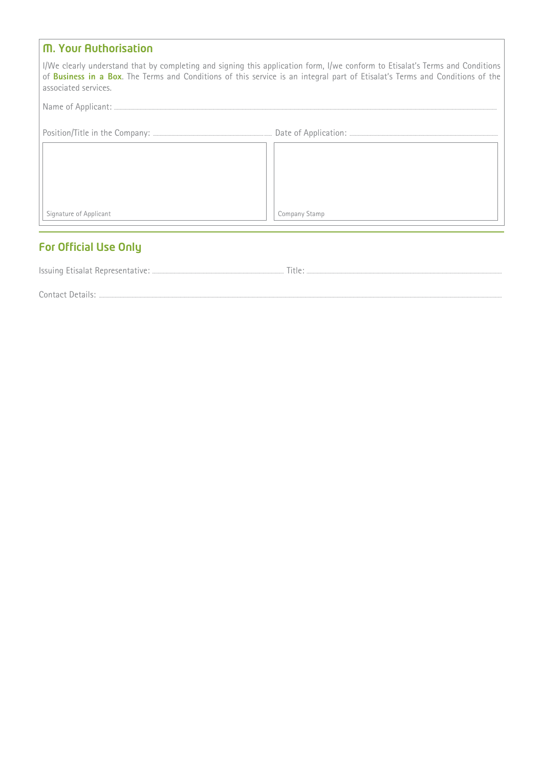## M. Your Authorisation

I/We clearly understand that by completing and signing this application form, I/we conform to Etisalat's Terms and Conditions of **Business in a Box**. The Terms and Conditions of this service is an integral part of Etisalat's Terms and Conditions of the associated services.

Name of Applicant: ..............................................................................................................................................

Position/Title in the Company: .............................................. Date of Application: ..............................................

| Signature of Applicant | Company Stamp |
| --- | --- |
| | |

## For Official Use Only

Issuing Etisalat Representative: .............................................. Title: ..............................................

Contact Details: ..............................................................................................................................................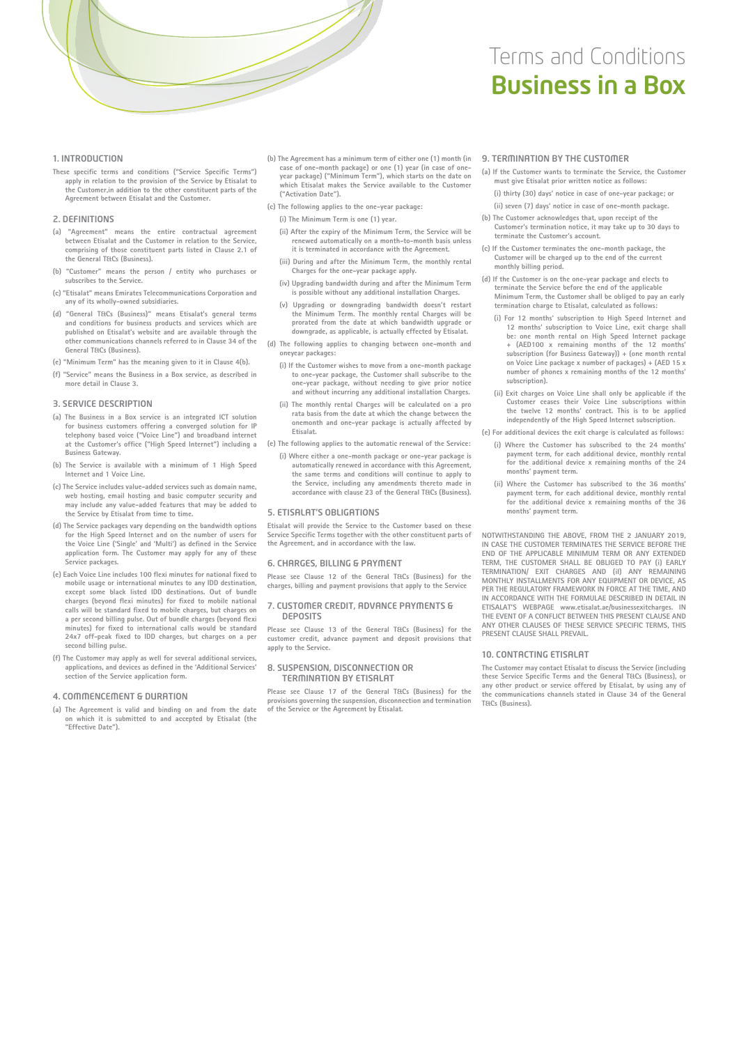# Terms and Conditions
# Business in a Box

## 1. INTRODUCTION

These specific terms and conditions ("Service Specific Terms") apply in relation to the provision of the Service by Etisalat to the Customer,in addition to the other constituent parts of the Agreement between Etisalat and the Customer.

## 2. DEFINITIONS

(a) "Agreement" means the entire contractual agreement between Etisalat and the Customer in relation to the Service, comprising of those constituent parts listed in Clause 2.1 of the General T&Cs (Business).

(b) "Customer" means the person / entity who purchases or subscribes to the Service.

(c) "Etisalat" means Emirates Telecommunications Corporation and any of its wholly-owned subsidiaries.

(d) "General T&Cs (Business)" means Etisalat's general terms and conditions for business products and services which are published on Etisalat's website and are available through the other communications channels referred to in Clause 34 of the General T&Cs (Business).

(e) "Minimum Term" has the meaning given to it in Clause 4(b).

(f) "Service" means the Business in a Box service, as described in more detail in Clause 3.

## 3. SERVICE DESCRIPTION

(a) The Business in a Box service is an integrated ICT solution for business customers offering a converged solution for IP telephony based voice ("Voice Line") and broadband internet at the Customer's office ("High Speed Internet") including a Business Gateway.

(b) The Service is available with a minimum of 1 High Speed Internet and 1 Voice Line.

(c) The Service includes value-added services such as domain name, web hosting, email hosting and basic computer security and may include any value-added features that may be added to the Service by Etisalat from time to time.

(d) The Service packages vary depending on the bandwidth options for the High Speed Internet and on the number of users for the Voice Line ('Single' and 'Multi') as defined in the Service application form. The Customer may apply for any of these Service packages.

(e) Each Voice Line includes 100 flexi minutes for national fixed to mobile usage or international minutes to any IDD destination, except some black listed IDD destinations. Out of bundle charges (beyond flexi minutes) for fixed to mobile national calls will be standard fixed to mobile charges, but charges on a per second billing pulse. Out of bundle charges (beyond flexi minutes) for fixed to international calls would be standard 24x7 off-peak fixed to IDD charges, but charges on a per second billing pulse.

(f) The Customer may apply as well for several additional services, applications, and devices as defined in the 'Additional Services' section of the Service application form.

## 4. COMMENCEMENT & DURATION

(a) The Agreement is valid and binding on and from the date on which it is submitted to and accepted by Etisalat (the "Effective Date").

(b) The Agreement has a minimum term of either one (1) month (in case of one-month package) or one (1) year (in case of one-year package) ("Minimum Term"), which starts on the date on which Etisalat makes the Service available to the Customer ("Activation Date").

(c) The following applies to the one-year package:

(i) The Minimum Term is one (1) year.

(ii) After the expiry of the Minimum Term, the Service will be renewed automatically on a month-to-month basis unless it is terminated in accordance with the Agreement.

(iii) During and after the Minimum Term, the monthly rental Charges for the one-year package apply.

(iv) Upgrading bandwidth during and after the Minimum Term is possible without any additional installation Charges.

(v) Upgrading or downgrading bandwidth doesn't restart the Minimum Term. The monthly rental Charges will be prorated from the date at which bandwidth upgrade or downgrade, as applicable, is actually effected by Etisalat.

(d) The following applies to changing between one-month and oneyear packages:

(i) If the Customer wishes to move from a one-month package to one-year package, the Customer shall subscribe to the one-year package, without needing to give prior notice and without incurring any additional installation Charges.

(ii) The monthly rental Charges will be calculated on a pro rata basis from the date at which the change between the onemonth and one-year package is actually affected by Etisalat.

(e) The following applies to the automatic renewal of the Service:

(i) Where either a one-month package or one-year package is automatically renewed in accordance with this Agreement, the same terms and conditions will continue to apply to the Service, including any amendments thereto made in accordance with clause 23 of the General T&Cs (Business).

## 5. ETISALAT'S OBLIGATIONS

Etisalat will provide the Service to the Customer based on these Service Specific Terms together with the other constituent parts of the Agreement, and in accordance with the law.

## 6. CHARGES, BILLING & PAYMENT

Please see Clause 12 of the General T&Cs (Business) for the charges, billing and payment provisions that apply to the Service

## 7. CUSTOMER CREDIT, ADVANCE PAYMENTS & DEPOSITS

Please see Clause 13 of the General T&Cs (Business) for the customer credit, advance payment and deposit provisions that apply to the Service.

## 8. SUSPENSION, DISCONNECTION OR TERMINATION BY ETISALAT

Please see Clause 17 of the General T&Cs (Business) for the provisions governing the suspension, disconnection and termination of the Service or the Agreement by Etisalat.

## 9. TERMINATION BY THE CUSTOMER

(a) If the Customer wants to terminate the Service, the Customer must give Etisalat prior written notice as follows:

(i) thirty (30) days' notice in case of one-year package; or

(ii) seven (7) days' notice in case of one-month package.

(b) The Customer acknowledges that, upon receipt of the Customer's termination notice, it may take up to 30 days to terminate the Customer's account.

(c) If the Customer terminates the one-month package, the Customer will be charged up to the end of the current monthly billing period.

(d) If the Customer is on the one-year package and elects to terminate the Service before the end of the applicable Minimum Term, the Customer shall be obliged to pay an early termination charge to Etisalat, calculated as follows:

(i) For 12 months' subscription to High Speed Internet and 12 months' subscription to Voice Line, exit charge shall be: one month rental on High Speed Internet package + (AED100 x remaining months of the 12 months' subscription (for Business Gateway)) + (one month rental on Voice Line package x number of packages) + (AED 15 x number of phones x remaining months of the 12 months' subscription).

(ii) Exit charges on Voice Line shall only be applicable if the Customer ceases their Voice Line subscriptions within the twelve 12 months' contract. This is to be applied independently of the High Speed Internet subscription.

(e) For additional devices the exit charge is calculated as follows:

(i) Where the Customer has subscribed to the 24 months' payment term, for each additional device, monthly rental for the additional device x remaining months of the 24 months' payment term.

(ii) Where the Customer has subscribed to the 36 months' payment term, for each additional device, monthly rental for the additional device x remaining months of the 36 months' payment term.

NOTWITHSTANDING THE ABOVE, FROM THE 2 JANUARY 2019, IN CASE THE CUSTOMER TERMINATES THE SERVICE BEFORE THE END OF THE APPLICABLE MINIMUM TERM OR ANY EXTENDED TERM, THE CUSTOMER SHALL BE OBLIGED TO PAY (i) EARLY TERMINATION/ EXIT CHARGES AND (ii) ANY REMAINING MONTHLY INSTALLMENTS FOR ANY EQUIPMENT OR DEVICE, AS PER THE REGULATORY FRAMEWORK IN FORCE AT THE TIME, AND IN ACCORDANCE WITH THE FORMULAE DESCRIBED IN DETAIL IN ETISALAT'S WEBPAGE www.etisalat.ae/businessexitcharges. IN THE EVENT OF A CONFLICT BETWEEN THIS PRESENT CLAUSE AND ANY OTHER CLAUSES OF THESE SERVICE SPECIFIC TERMS, THIS PRESENT CLAUSE SHALL PREVAIL.

## 10. CONTACTING ETISALAT

The Customer may contact Etisalat to discuss the Service (including these Service Specific Terms and the General T&Cs (Business), or any other product or service offered by Etisalat, by using any of the communications channels stated in Clause 34 of the General T&Cs (Business).